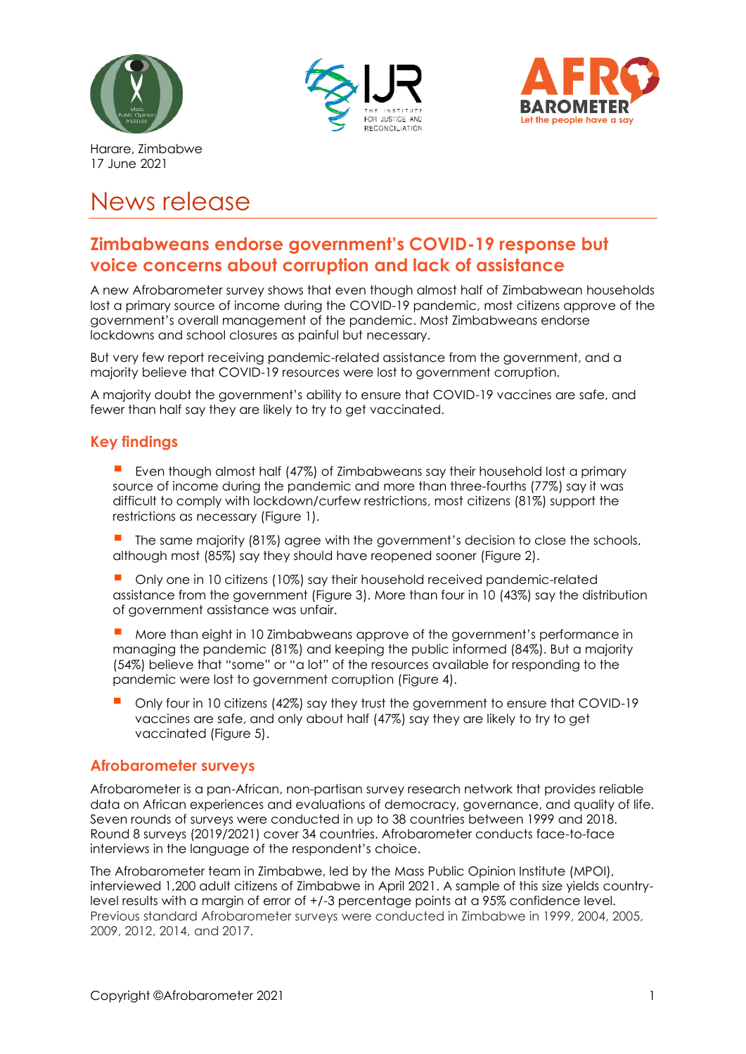Harare, Zimbabwe
17 June 2021

# News release

## Zimbabweans endorse government's COVID-19 response but voice concerns about corruption and lack of assistance

A new Afrobarometer survey shows that even though almost half of Zimbabwean households lost a primary source of income during the COVID-19 pandemic, most citizens approve of the government's overall management of the pandemic. Most Zimbabweans endorse lockdowns and school closures as painful but necessary.

But very few report receiving pandemic-related assistance from the government, and a majority believe that COVID-19 resources were lost to government corruption.

A majority doubt the government's ability to ensure that COVID-19 vaccines are safe, and fewer than half say they are likely to try to get vaccinated.

### Key findings

- Even though almost half (47%) of Zimbabweans say their household lost a primary source of income during the pandemic and more than three-fourths (77%) say it was difficult to comply with lockdown/curfew restrictions, most citizens (81%) support the restrictions as necessary (Figure 1).
- The same majority (81%) agree with the government's decision to close the schools, although most (85%) say they should have reopened sooner (Figure 2).
- Only one in 10 citizens (10%) say their household received pandemic-related assistance from the government (Figure 3). More than four in 10 (43%) say the distribution of government assistance was unfair.
- More than eight in 10 Zimbabweans approve of the government's performance in managing the pandemic (81%) and keeping the public informed (84%). But a majority (54%) believe that "some" or "a lot" of the resources available for responding to the pandemic were lost to government corruption (Figure 4).
- Only four in 10 citizens (42%) say they trust the government to ensure that COVID-19 vaccines are safe, and only about half (47%) say they are likely to try to get vaccinated (Figure 5).

### Afrobarometer surveys

Afrobarometer is a pan-African, non-partisan survey research network that provides reliable data on African experiences and evaluations of democracy, governance, and quality of life. Seven rounds of surveys were conducted in up to 38 countries between 1999 and 2018. Round 8 surveys (2019/2021) cover 34 countries. Afrobarometer conducts face-to-face interviews in the language of the respondent's choice.

The Afrobarometer team in Zimbabwe, led by the Mass Public Opinion Institute (MPOI), interviewed 1,200 adult citizens of Zimbabwe in April 2021. A sample of this size yields country-level results with a margin of error of +/-3 percentage points at a 95% confidence level. Previous standard Afrobarometer surveys were conducted in Zimbabwe in 1999, 2004, 2005, 2009, 2012, 2014, and 2017.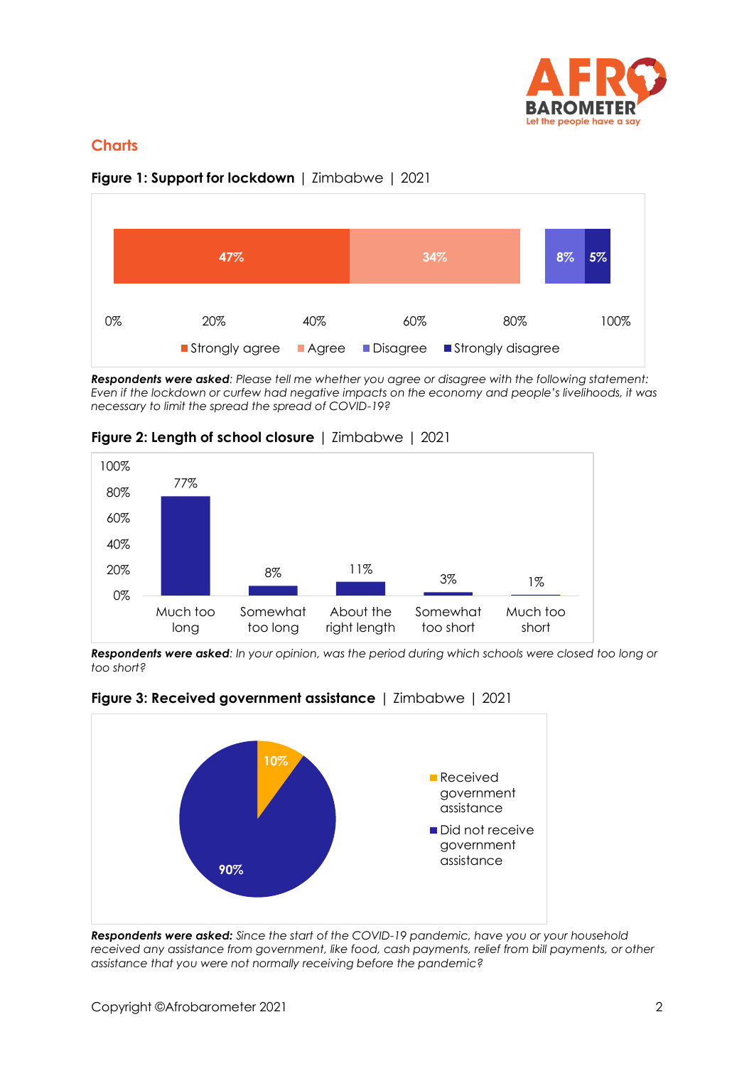## Charts

**Figure 1: Support for lockdown** | Zimbabwe | 2021

| Strongly agree | Agree | Disagree | Strongly disagree |
|---|---|---|---|
| 47% | 34% | 8% | 5% |

***Respondents were asked**: Please tell me whether you agree or disagree with the following statement: Even if the lockdown or curfew had negative impacts on the economy and people's livelihoods, it was necessary to limit the spread the spread of COVID-19?*

**Figure 2: Length of school closure** | Zimbabwe | 2021

| Much too long | Somewhat too long | About the right length | Somewhat too short | Much too short |
|---|---|---|---|---|
| 77% | 8% | 11% | 3% | 1% |

***Respondents were asked**: In your opinion, was the period during which schools were closed too long or too short?*

**Figure 3: Received government assistance** | Zimbabwe | 2021

| Received government assistance | Did not receive government assistance |
|---|---|
| 10% | 90% |

***Respondents were asked:** Since the start of the COVID-19 pandemic, have you or your household received any assistance from government, like food, cash payments, relief from bill payments, or other assistance that you were not normally receiving before the pandemic?*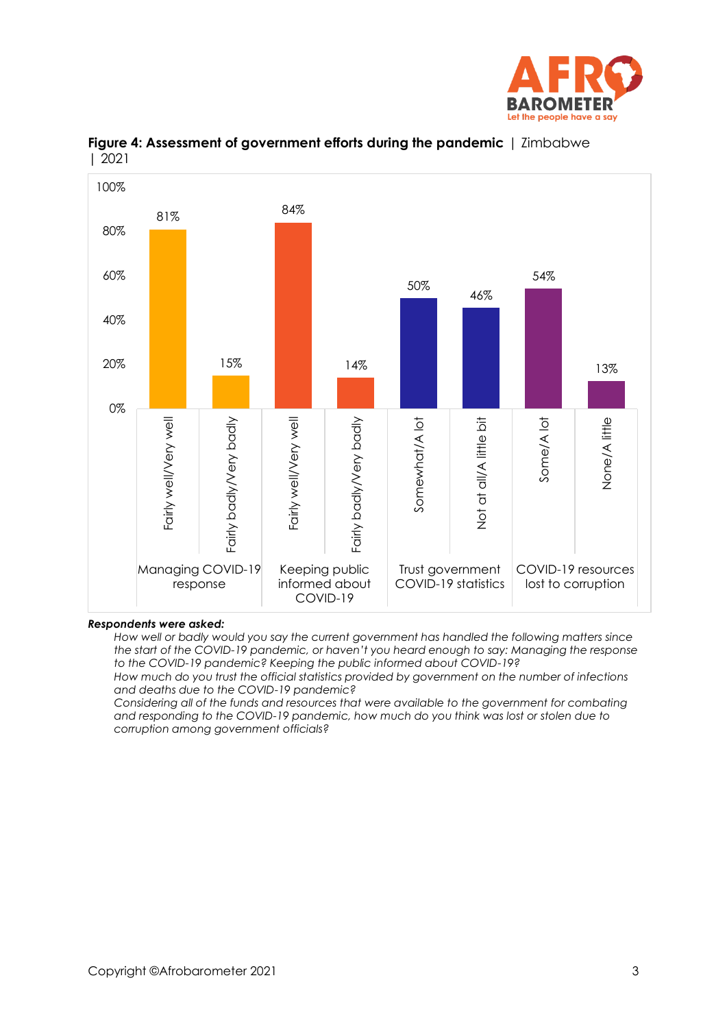**Figure 4: Assessment of government efforts during the pandemic** | Zimbabwe | 2021

| Category | Response | % |
|---|---|---|
| Managing COVID-19 response | Fairly well/Very well | 81% |
| | Fairly badly/Very badly | 15% |
| Keeping public informed about COVID-19 | Fairly well/Very well | 84% |
| | Fairly badly/Very badly | 14% |
| Trust government COVID-19 statistics | Somewhat/A lot | 50% |
| | Not at all/A little bit | 46% |
| COVID-19 resources lost to corruption | Some/A lot | 54% |
| | None/A little | 13% |

***Respondents were asked:***

*How well or badly would you say the current government has handled the following matters since the start of the COVID-19 pandemic, or haven't you heard enough to say: Managing the response to the COVID-19 pandemic? Keeping the public informed about COVID-19?*

*How much do you trust the official statistics provided by government on the number of infections and deaths due to the COVID-19 pandemic?*

*Considering all of the funds and resources that were available to the government for combating and responding to the COVID-19 pandemic, how much do you think was lost or stolen due to corruption among government officials?*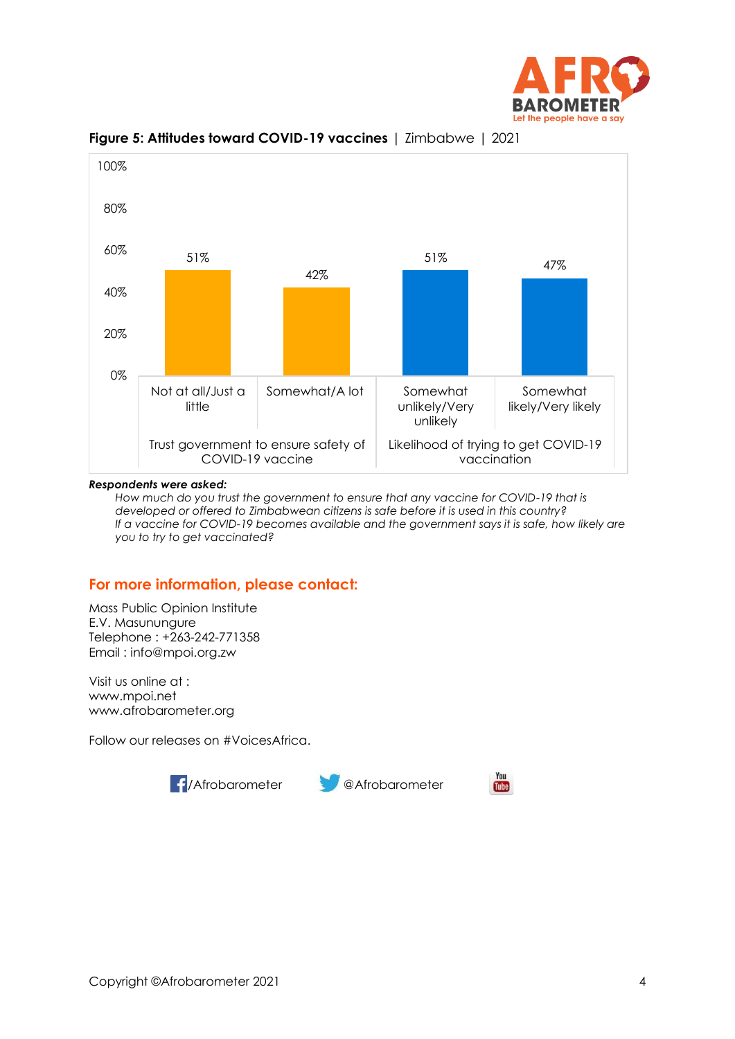**Figure 5: Attitudes toward COVID-19 vaccines** | Zimbabwe | 2021

100%
80%
60%
40%
20%
0%

51%
42%
51%
47%

Not at all/Just a little
Somewhat/A lot
Somewhat unlikely/Very unlikely
Somewhat likely/Very likely

Trust government to ensure safety of COVID-19 vaccine
Likelihood of trying to get COVID-19 vaccination

***Respondents were asked:***

*How much do you trust the government to ensure that any vaccine for COVID-19 that is developed or offered to Zimbabwean citizens is safe before it is used in this country?*

*If a vaccine for COVID-19 becomes available and the government says it is safe, how likely are you to try to get vaccinated?*

## For more information, please contact:

Mass Public Opinion Institute
E.V. Masunungure
Telephone : +263-242-771358
Email : info@mpoi.org.zw

Visit us online at :
www.mpoi.net
www.afrobarometer.org

Follow our releases on #VoicesAfrica.

/Afrobarometer @Afrobarometer

Copyright ©Afrobarometer 2021